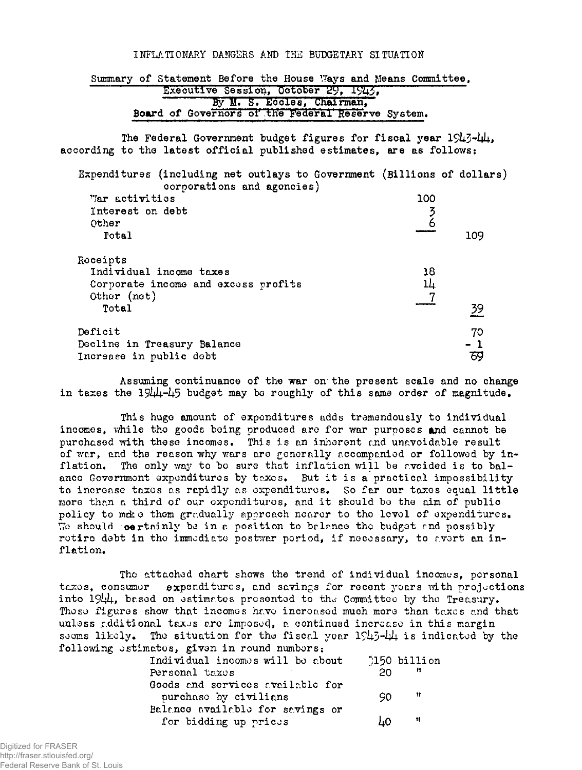# INFLATIONARY DANGERS AND THE BUDGETARY SITUATION

**Summary of Statement Before the House Ways and Means Committee, Executive Session, October 29, 1943, By M. S. Eccles, Chairman, Board of Governors of the Federal Reserve System.**

The Federal Government budget figures for fiscal year 1943-44, according to the latest official published estimates, are as follows:

| | (Billions of dollars) | |
|---|---|---|
| Expenditures (including net outlays to Government corporations and agencies) | | |
| War activities | 100 | |
| Interest on debt | 3 | |
| Other | 6 | |
| Total | | 109 |
| Receipts | | |
| Individual income taxes | 18 | |
| Corporate income and excess profits | 14 | |
| Other (net) | 7 | |
| Total | | 39 |
| Deficit | | 70 |
| Decline in Treasury Balance | | - 1 |
| Increase in public debt | | 69 |

Assuming continuance of the war on the present scale and no change in taxes the 1944-45 budget may be roughly of this same order of magnitude.

This huge amount of expenditures adds tremendously to individual incomes, while the goods being produced are for war purposes and cannot be purchased with these incomes. This is an inherent and unavoidable result of war, and the reason why wars are generally accompanied or followed by inflation. The only way to be sure that inflation will be avoided is to balance Government expenditures by taxes. But it is a practical impossibility to increase taxes as rapidly as expenditures. So far our taxes equal little more than a third of our expenditures, and it should be the aim of public policy to make them gradually approach nearer to the level of expenditures. We should certainly be in a position to balance the budget and possibly retire debt in the immediate postwar period, if necessary, to avert an inflation.

The attached chart shows the trend of individual incomes, personal taxes, consumer expenditures, and savings for recent years with projections into 1944, based on estimates presented to the Committee by the Treasury. These figures show that incomes have increased much more than taxes and that unless additional taxes are imposed, a continued increase in this margin seems likely. The situation for the fiscal year 1943-44 is indicated by the following estimates, given in round numbers:

| | |
|---|---|
| Individual incomes will be about | $150 billion |
| Personal taxes | 20 " |
| Goods and services available for purchase by civilians | 90 " |
| Balance available for savings or for bidding up prices | 40 " |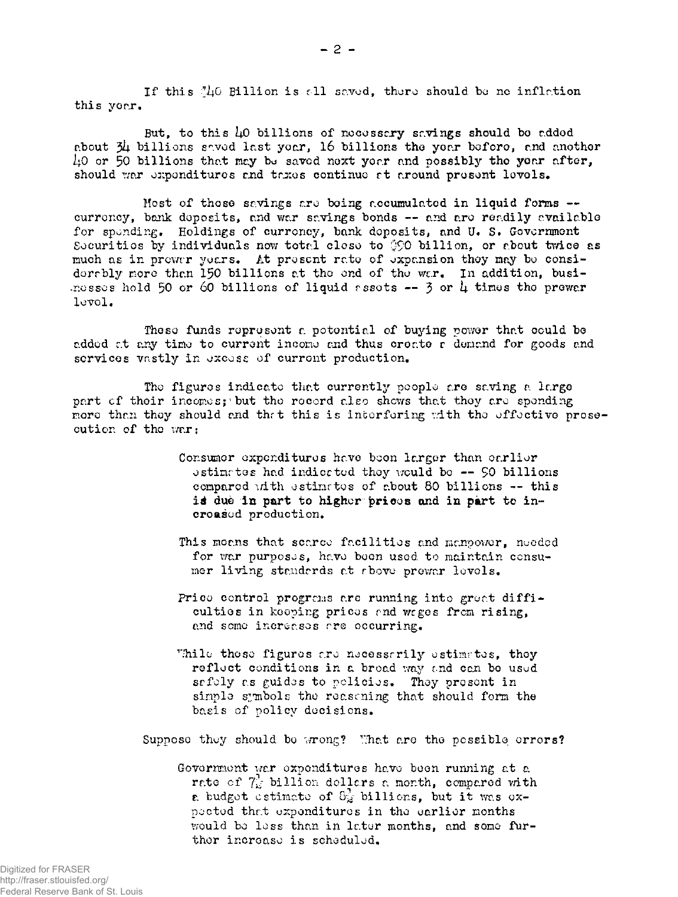If this $40 Billion is all saved, there should be no inflation this year.

But, to this 40 billions of necessary savings should be added about 34 billions saved last year, 16 billions the year before, and another 40 or 50 billions that may be saved next year and possibly the year after, should war expenditures and taxes continue at around present levels.

Most of these savings are being accumulated in liquid forms -- currency, bank deposits, and war savings bonds -- and are readily available for spending. Holdings of currency, bank deposits, and U. S. Government Securities by individuals now total close to $90 billion, or about twice as much as in prewar years. At present rate of expansion they may be considerably more than 150 billions at the end of the war. In addition, businesses hold 50 or 60 billions of liquid assets -- 3 or 4 times the prewar level.

These funds represent a potential of buying power that could be added at any time to current income and thus create a demand for goods and services vastly in excess of current production.

The figures indicate that currently people are saving a large part of their incomes; but the record also shows that they are spending more than they should and that this is interfering with the effective prosecution of the war:

- Consumer expenditures have been larger than earlier estimates had indicated they would be -- 90 billions compared with estimates of about 80 billions -- this **is due in part to higher prices and in part to increased production.**

- This means that scarce facilities and manpower, needed for war purposes, have been used to maintain consumer living standards at above prewar levels.

- Price control programs are running into great difficulties in keeping prices and wages from rising, and some increases are occurring.

- While these figures are necessarily estimates, they reflect conditions in a broad way and can be used safely as guides to policies. They present in simple symbols the reasoning that should form the basis of policy decisions.

Suppose they should be wrong? What are the possible errors?

- Government war expenditures have been running at a rate of $7\frac{1}{2}$ billion dollars a month, compared with a budget estimate of $8\frac{1}{2}$ billions, but it was expected that expenditures in the earlier months would be less than in later months, and some further increase is scheduled.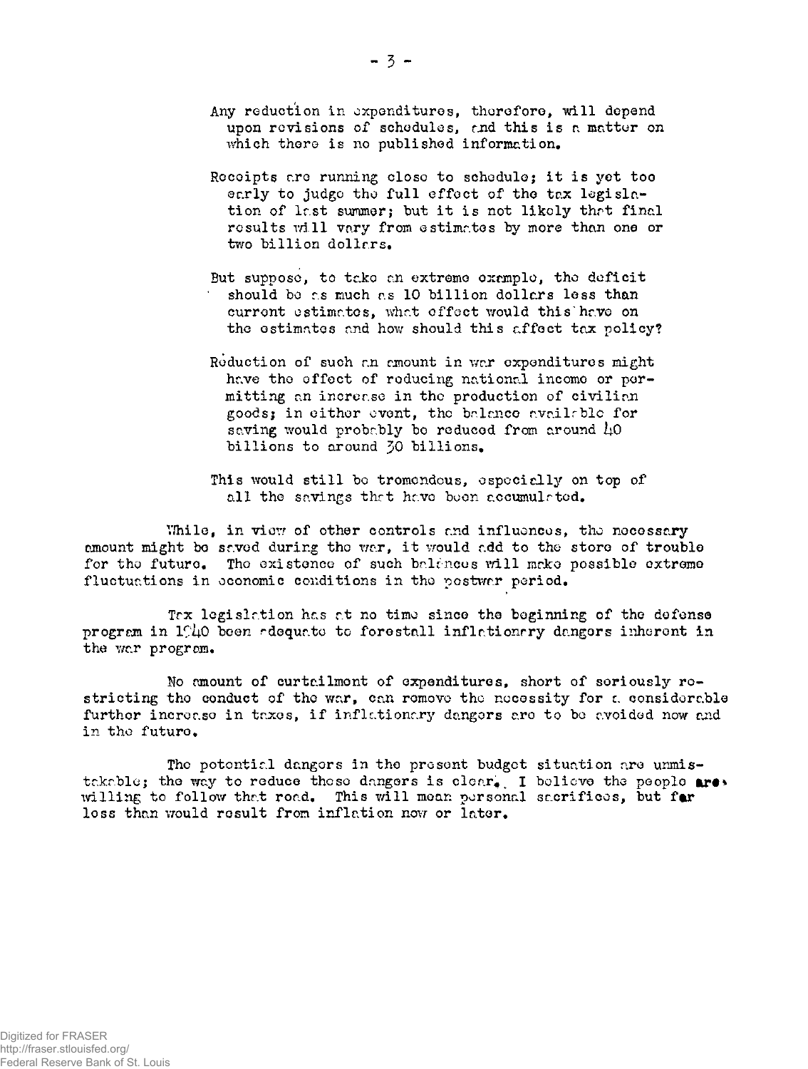Any reduction in expenditures, therefore, will depend upon revisions of schedules, and this is a matter on which there is no published information.

Receipts are running close to schedule; it is yet too early to judge the full effect of the tax legislation of last summer; but it is not likely that final results will vary from estimates by more than one or two billion dollars.

But suppose, to take an extreme example, the deficit should be as much as 10 billion dollars less than current estimates, what effect would this have on the estimates and how should this affect tax policy?

Reduction of such an amount in war expenditures might have the effect of reducing national income or permitting an increase in the production of civilian goods; in either event, the balance available for saving would probably be reduced from around 40 billions to around 30 billions.

This would still be tremendous, especially on top of all the savings that have been accumulated.

While, in view of other controls and influences, the necessary amount might be saved during the war, it would add to the store of trouble for the future. The existence of such balances will make possible extreme fluctuations in economic conditions in the postwar period.

Tax legislation has at no time since the beginning of the defense program in 1940 been adequate to forestall inflationary dangers inherent in the war program.

No amount of curtailment of expenditures, short of seriously restricting the conduct of the war, can remove the necessity for a considerable further increase in taxes, if inflationary dangers are to be avoided now and in the future.

The potential dangers in the present budget situation are unmistakable; the way to reduce these dangers is clear. I believe the people are willing to follow that road. This will mean personal sacrifices, but far less than would result from inflation now or later.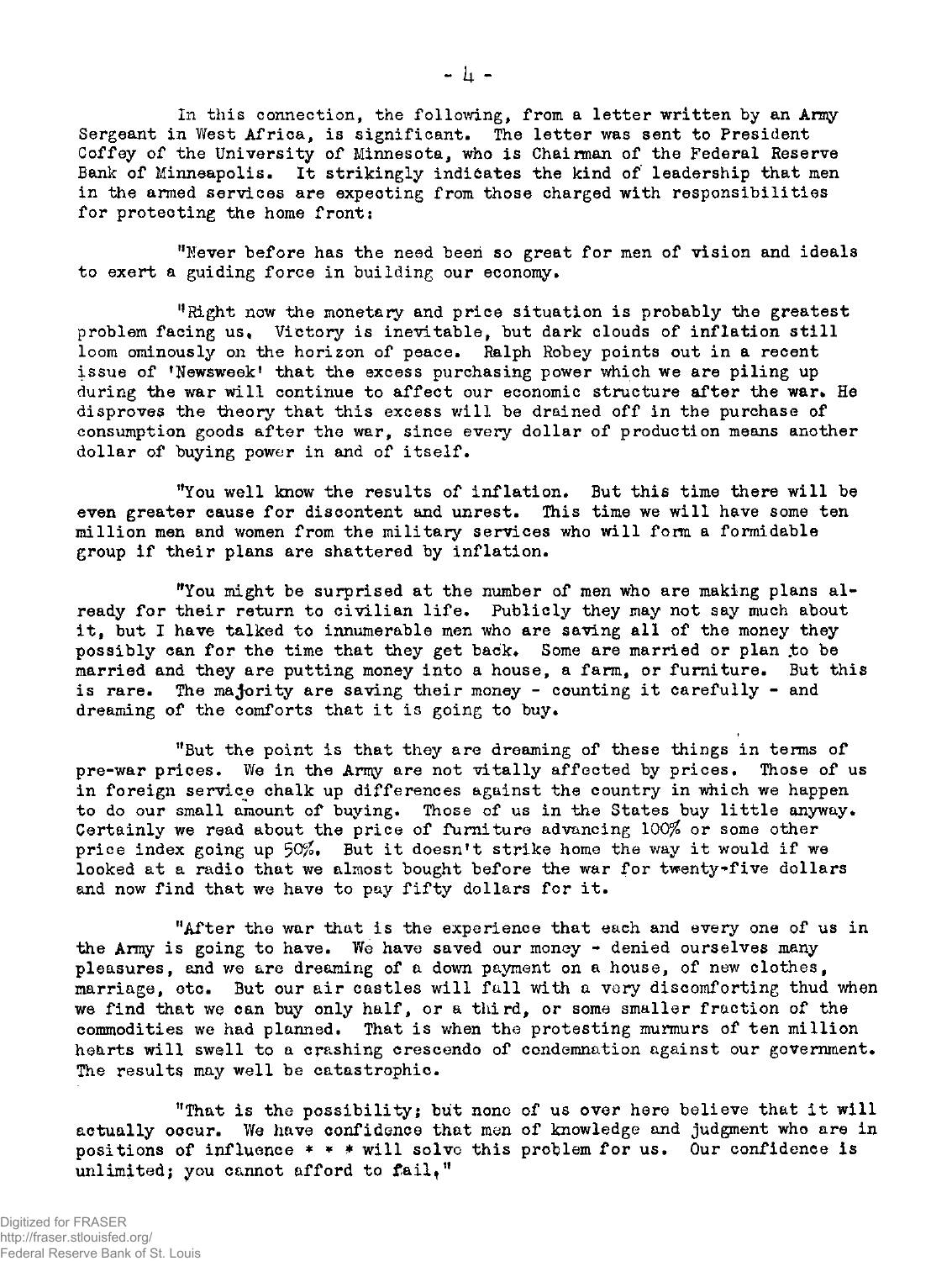In this connection, the following, from a letter written by an Army Sergeant in West Africa, is significant. The letter was sent to President Coffey of the University of Minnesota, who is Chairman of the Federal Reserve Bank of Minneapolis. It strikingly indicates the kind of leadership that men in the armed services are expecting from those charged with responsibilities for protecting the home front:

"Never before has the need been so great for men of vision and ideals to exert a guiding force in building our economy.

"Right now the monetary and price situation is probably the greatest problem facing us. Victory is inevitable, but dark clouds of inflation still loom ominously on the horizon of peace. Ralph Robey points out in a recent issue of 'Newsweek' that the excess purchasing power which we are piling up during the war will continue to affect our economic structure after the war. He disproves the theory that this excess will be drained off in the purchase of consumption goods after the war, since every dollar of production means another dollar of buying power in and of itself.

"You well know the results of inflation. But this time there will be even greater cause for discontent and unrest. This time we will have some ten million men and women from the military services who will form a formidable group if their plans are shattered by inflation.

"You might be surprised at the number of men who are making plans already for their return to civilian life. Publicly they may not say much about it, but I have talked to innumerable men who are saving all of the money they possibly can for the time that they get back. Some are married or plan to be married and they are putting money into a house, a farm, or furniture. But this is rare. The majority are saving their money - counting it carefully - and dreaming of the comforts that it is going to buy.

"But the point is that they are dreaming of these things in terms of pre-war prices. We in the Army are not vitally affected by prices. Those of us in foreign service chalk up differences against the country in which we happen to do our small amount of buying. Those of us in the States buy little anyway. Certainly we read about the price of furniture advancing 100% or some other price index going up 50%. But it doesn't strike home the way it would if we looked at a radio that we almost bought before the war for twenty-five dollars and now find that we have to pay fifty dollars for it.

"After the war that is the experience that each and every one of us in the Army is going to have. We have saved our money - denied ourselves many pleasures, and we are dreaming of a down payment on a house, of new clothes, marriage, etc. But our air castles will fall with a very discomforting thud when we find that we can buy only half, or a third, or some smaller fraction of the commodities we had planned. That is when the protesting murmurs of ten million hearts will swell to a crashing crescendo of condemnation against our government. The results may well be catastrophic.

"That is the possibility; but none of us over here believe that it will actually occur. We have confidence that men of knowledge and judgment who are in positions of influence * * * will solve this problem for us. Our confidence is unlimited; you cannot afford to fail."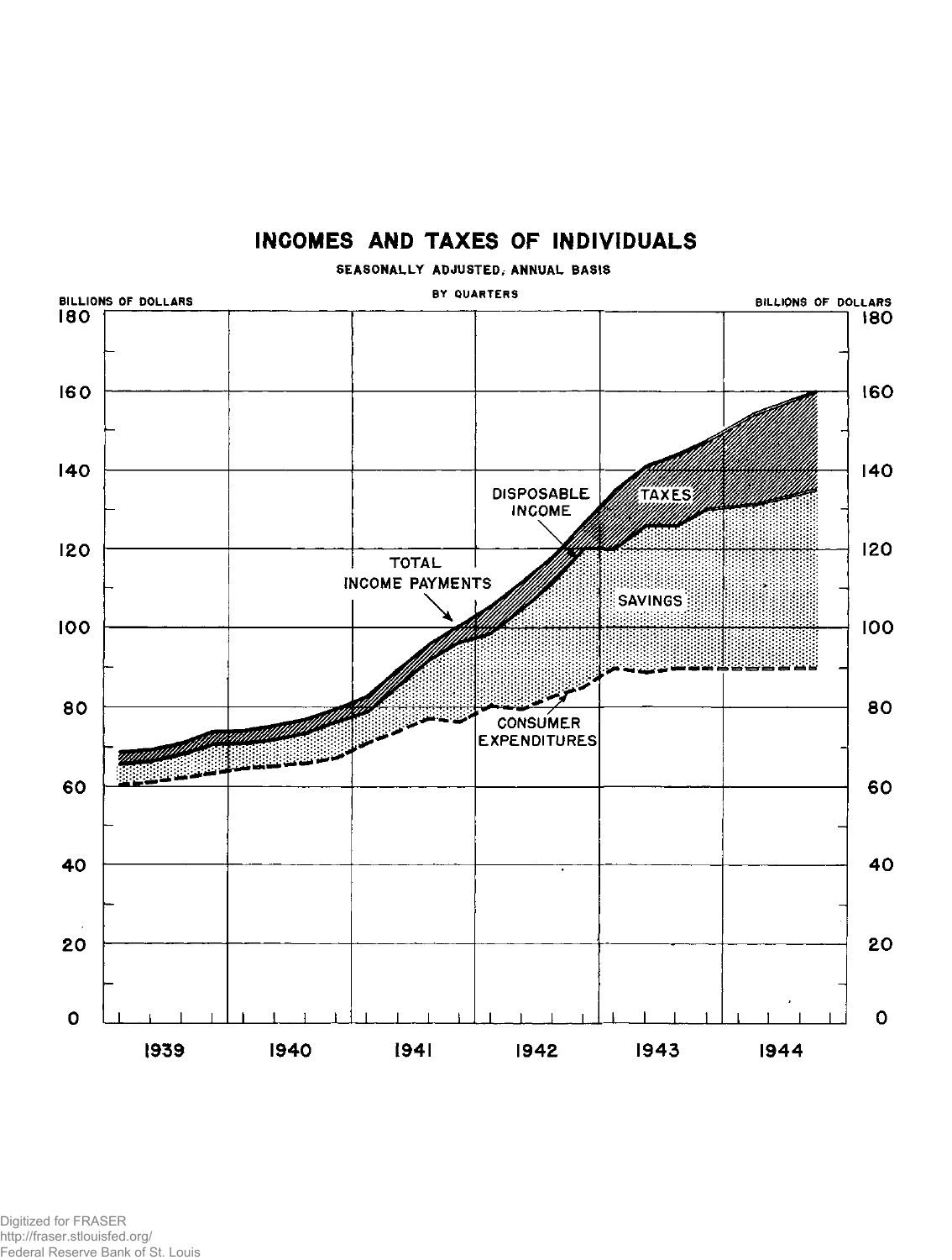# INCOMES AND TAXES OF INDIVIDUALS

SEASONALLY ADJUSTED, ANNUAL BASIS

BY QUARTERS

BILLIONS OF DOLLARS

BILLIONS OF DOLLARS

180

160

140

120

100

80

60

40

20

0

DISPOSABLE INCOME

TAXES

TOTAL INCOME PAYMENTS

SAVINGS

CONSUMER EXPENDITURES

1939

1940

1941

1942

1943

1944

Digitized for FRASER
http://fraser.stlouisfed.org/
Federal Reserve Bank of St. Louis